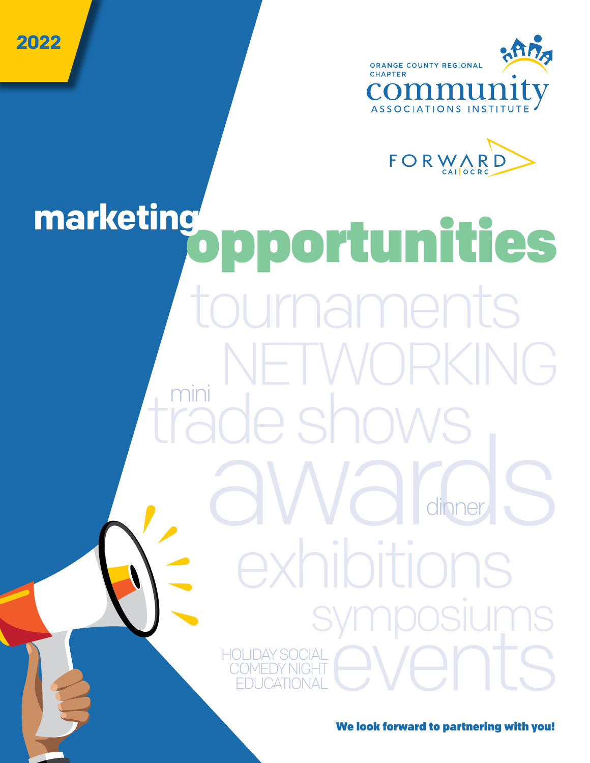2022

ORANGE COUNTY REGIONAL CHAPTER
community
ASSOCIATIONS INSTITUTE

FORWARD
CAI | OCRC

# marketing opportunities

tournaments

NETWORKING

mini trade shows

awards dinner

exhibitions

symposiums

HOLIDAY SOCIAL
COMEDY NIGHT
EDUCATIONAL
events

**We look forward to partnering with you!**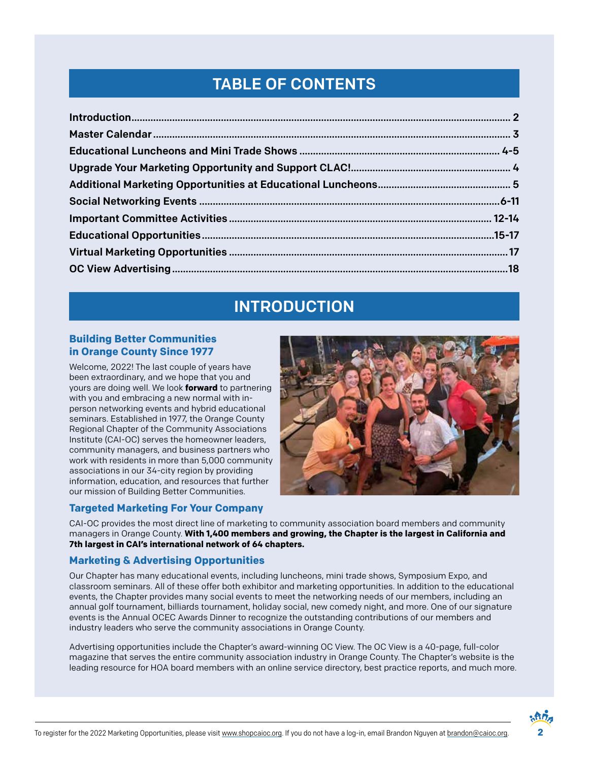## TABLE OF CONTENTS

| | |
|---|---|
| **Introduction** | **2** |
| **Master Calendar** | **3** |
| **Educational Luncheons and Mini Trade Shows** | **4-5** |
| **Upgrade Your Marketing Opportunity and Support CLAC!** | **4** |
| **Additional Marketing Opportunities at Educational Luncheons** | **5** |
| **Social Networking Events** | **6-11** |
| **Important Committee Activities** | **12-14** |
| **Educational Opportunities** | **15-17** |
| **Virtual Marketing Opportunities** | **17** |
| **OC View Advertising** | **18** |

## INTRODUCTION

### Building Better Communities in Orange County Since 1977

Welcome, 2022! The last couple of years have been extraordinary, and we hope that you and yours are doing well. We look **forward** to partnering with you and embracing a new normal with in-person networking events and hybrid educational seminars. Established in 1977, the Orange County Regional Chapter of the Community Associations Institute (CAI-OC) serves the homeowner leaders, community managers, and business partners who work with residents in more than 5,000 community associations in our 34-city region by providing information, education, and resources that further our mission of Building Better Communities.

### Targeted Marketing For Your Company

CAI-OC provides the most direct line of marketing to community association board members and community managers in Orange County. **With 1,400 members and growing, the Chapter is the largest in California and 7th largest in CAI's international network of 64 chapters.**

### Marketing & Advertising Opportunities

Our Chapter has many educational events, including luncheons, mini trade shows, Symposium Expo, and classroom seminars. All of these offer both exhibitor and marketing opportunities. In addition to the educational events, the Chapter provides many social events to meet the networking needs of our members, including an annual golf tournament, billiards tournament, holiday social, new comedy night, and more. One of our signature events is the Annual OCEC Awards Dinner to recognize the outstanding contributions of our members and industry leaders who serve the community associations in Orange County.

Advertising opportunities include the Chapter's award-winning OC View. The OC View is a 40-page, full-color magazine that serves the entire community association industry in Orange County. The Chapter's website is the leading resource for HOA board members with an online service directory, best practice reports, and much more.

To register for the 2022 Marketing Opportunities, please visit www.shopcaioc.org. If you do not have a log-in, email Brandon Nguyen at brandon@caioc.org.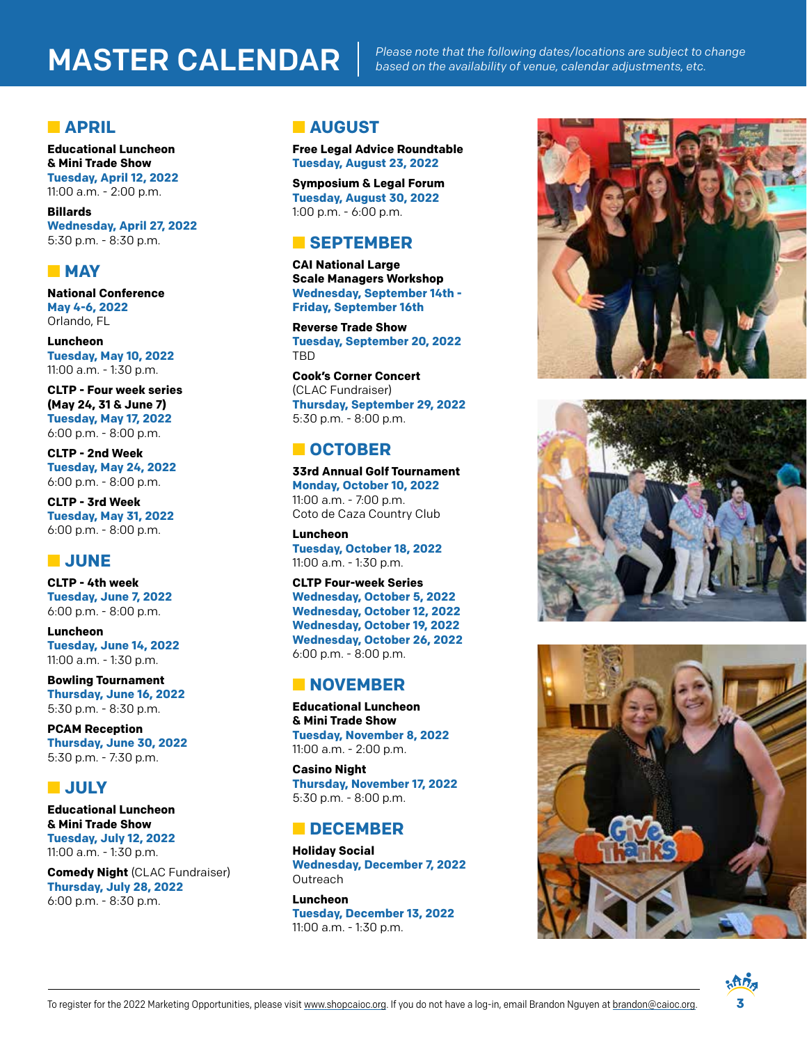# MASTER CALENDAR

*Please note that the following dates/locations are subject to change based on the availability of venue, calendar adjustments, etc.*

## APRIL

**Educational Luncheon & Mini Trade Show**
**Tuesday, April 12, 2022**
11:00 a.m. - 2:00 p.m.

**Billards**
**Wednesday, April 27, 2022**
5:30 p.m. - 8:30 p.m.

## MAY

**National Conference**
**May 4-6, 2022**
Orlando, FL

**Luncheon**
**Tuesday, May 10, 2022**
11:00 a.m. - 1:30 p.m.

**CLTP - Four week series (May 24, 31 & June 7)**
**Tuesday, May 17, 2022**
6:00 p.m. - 8:00 p.m.

**CLTP - 2nd Week**
**Tuesday, May 24, 2022**
6:00 p.m. - 8:00 p.m.

**CLTP - 3rd Week**
**Tuesday, May 31, 2022**
6:00 p.m. - 8:00 p.m.

## JUNE

**CLTP - 4th week**
**Tuesday, June 7, 2022**
6:00 p.m. - 8:00 p.m.

**Luncheon**
**Tuesday, June 14, 2022**
11:00 a.m. - 1:30 p.m.

**Bowling Tournament**
**Thursday, June 16, 2022**
5:30 p.m. - 8:30 p.m.

**PCAM Reception**
**Thursday, June 30, 2022**
5:30 p.m. - 7:30 p.m.

## JULY

**Educational Luncheon & Mini Trade Show**
**Tuesday, July 12, 2022**
11:00 a.m. - 1:30 p.m.

**Comedy Night** (CLAC Fundraiser)
**Thursday, July 28, 2022**
6:00 p.m. - 8:30 p.m.

## AUGUST

**Free Legal Advice Roundtable**
**Tuesday, August 23, 2022**

**Symposium & Legal Forum**
**Tuesday, August 30, 2022**
1:00 p.m. - 6:00 p.m.

## SEPTEMBER

**CAI National Large Scale Managers Workshop**
**Wednesday, September 14th - Friday, September 16th**

**Reverse Trade Show**
**Tuesday, September 20, 2022**
TBD

**Cook's Corner Concert**
(CLAC Fundraiser)
**Thursday, September 29, 2022**
5:30 p.m. - 8:00 p.m.

## OCTOBER

**33rd Annual Golf Tournament**
**Monday, October 10, 2022**
11:00 a.m. - 7:00 p.m.
Coto de Caza Country Club

**Luncheon**
**Tuesday, October 18, 2022**
11:00 a.m. - 1:30 p.m.

**CLTP Four-week Series**
**Wednesday, October 5, 2022**
**Wednesday, October 12, 2022**
**Wednesday, October 19, 2022**
**Wednesday, October 26, 2022**
6:00 p.m. - 8:00 p.m.

## NOVEMBER

**Educational Luncheon & Mini Trade Show**
**Tuesday, November 8, 2022**
11:00 a.m. - 2:00 p.m.

**Casino Night**
**Thursday, November 17, 2022**
5:30 p.m. - 8:00 p.m.

## DECEMBER

**Holiday Social**
**Wednesday, December 7, 2022**
Outreach

**Luncheon**
**Tuesday, December 13, 2022**
11:00 a.m. - 1:30 p.m.

To register for the 2022 Marketing Opportunities, please visit www.shopcaioc.org. If you do not have a log-in, email Brandon Nguyen at brandon@caioc.org.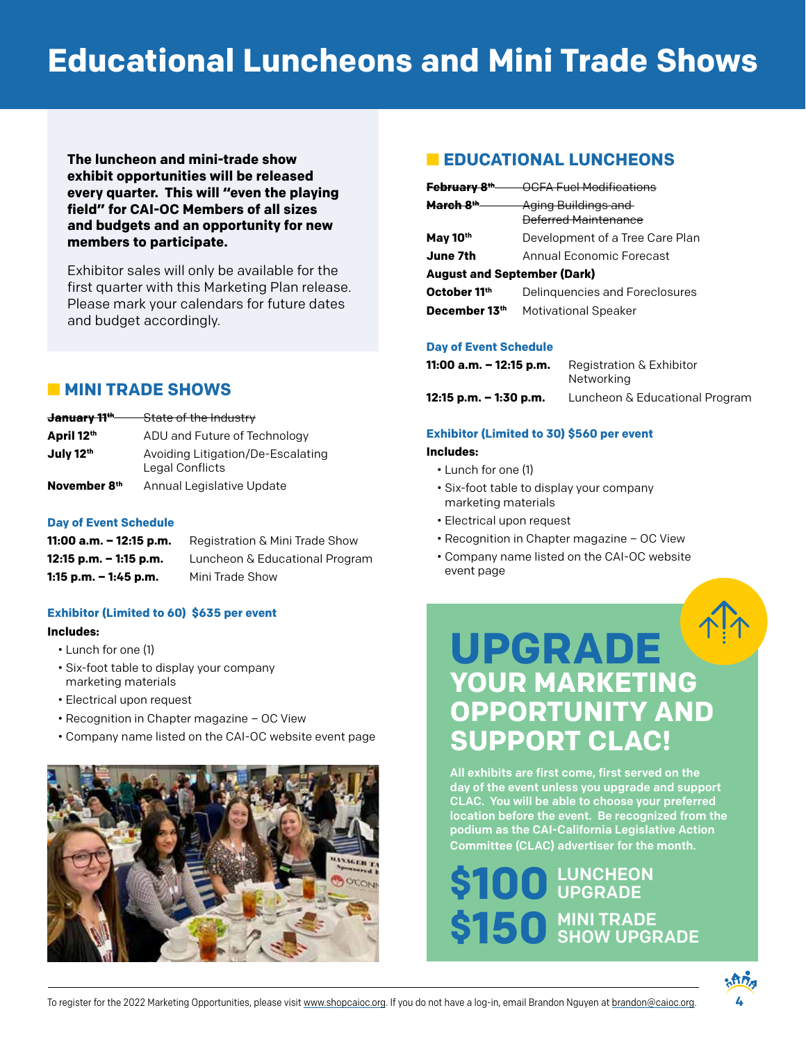# Educational Luncheons and Mini Trade Shows

**The luncheon and mini-trade show exhibit opportunities will be released every quarter. This will "even the playing field" for CAI-OC Members of all sizes and budgets and an opportunity for new members to participate.**

Exhibitor sales will only be available for the first quarter with this Marketing Plan release. Please mark your calendars for future dates and budget accordingly.

## MINI TRADE SHOWS

| | |
|---|---|
| ~~**January 11th**~~ | ~~State of the Industry~~ |
| **April 12th** | ADU and Future of Technology |
| **July 12th** | Avoiding Litigation/De-Escalating Legal Conflicts |
| **November 8th** | Annual Legislative Update |

### Day of Event Schedule

| | |
|---|---|
| **11:00 a.m. – 12:15 p.m.** | Registration & Mini Trade Show |
| **12:15 p.m. – 1:15 p.m.** | Luncheon & Educational Program |
| **1:15 p.m. – 1:45 p.m.** | Mini Trade Show |

### Exhibitor (Limited to 60) $635 per event

**Includes:**

- Lunch for one (1)
- Six-foot table to display your company marketing materials
- Electrical upon request
- Recognition in Chapter magazine – OC View
- Company name listed on the CAI-OC website event page

## EDUCATIONAL LUNCHEONS

| | |
|---|---|
| ~~**February 8th**~~ | ~~OCFA Fuel Modifications~~ |
| ~~**March 8th**~~ | ~~Aging Buildings and Deferred Maintenance~~ |
| **May 10th** | Development of a Tree Care Plan |
| **June 7th** | Annual Economic Forecast |
| **August and September (Dark)** | |
| **October 11th** | Delinquencies and Foreclosures |
| **December 13th** | Motivational Speaker |

### Day of Event Schedule

| | |
|---|---|
| **11:00 a.m. – 12:15 p.m.** | Registration & Exhibitor Networking |
| **12:15 p.m. – 1:30 p.m.** | Luncheon & Educational Program |

### Exhibitor (Limited to 30) $560 per event

**Includes:**

- Lunch for one (1)
- Six-foot table to display your company marketing materials
- Electrical upon request
- Recognition in Chapter magazine – OC View
- Company name listed on the CAI-OC website event page

## UPGRADE YOUR MARKETING OPPORTUNITY AND SUPPORT CLAC!

**All exhibits are first come, first served on the day of the event unless you upgrade and support CLAC. You will be able to choose your preferred location before the event. Be recognized from the podium as the CAI-California Legislative Action Committee (CLAC) advertiser for the month.**

**$100** LUNCHEON UPGRADE

**$150** MINI TRADE SHOW UPGRADE

To register for the 2022 Marketing Opportunities, please visit www.shopcaioc.org. If you do not have a log-in, email Brandon Nguyen at brandon@caioc.org.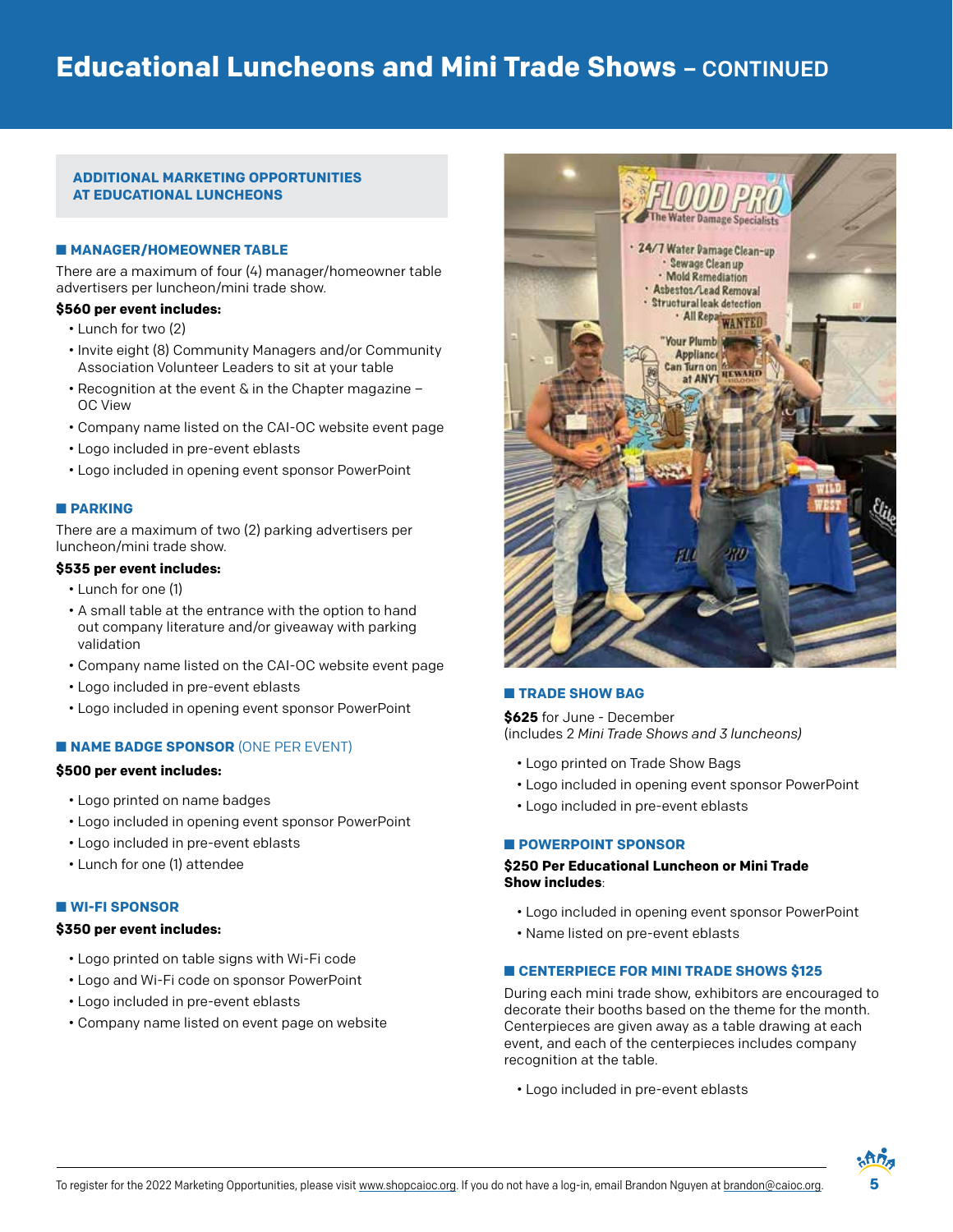# Educational Luncheons and Mini Trade Shows – CONTINUED

## ADDITIONAL MARKETING OPPORTUNITIES AT EDUCATIONAL LUNCHEONS

### MANAGER/HOMEOWNER TABLE

There are a maximum of four (4) manager/homeowner table advertisers per luncheon/mini trade show.

**$560 per event includes:**

- Lunch for two (2)
- Invite eight (8) Community Managers and/or Community Association Volunteer Leaders to sit at your table
- Recognition at the event & in the Chapter magazine – OC View
- Company name listed on the CAI-OC website event page
- Logo included in pre-event eblasts
- Logo included in opening event sponsor PowerPoint

### PARKING

There are a maximum of two (2) parking advertisers per luncheon/mini trade show.

**$535 per event includes:**

- Lunch for one (1)
- A small table at the entrance with the option to hand out company literature and/or giveaway with parking validation
- Company name listed on the CAI-OC website event page
- Logo included in pre-event eblasts
- Logo included in opening event sponsor PowerPoint

### NAME BADGE SPONSOR (ONE PER EVENT)

**$500 per event includes:**

- Logo printed on name badges
- Logo included in opening event sponsor PowerPoint
- Logo included in pre-event eblasts
- Lunch for one (1) attendee

### WI-FI SPONSOR

**$350 per event includes:**

- Logo printed on table signs with Wi-Fi code
- Logo and Wi-Fi code on sponsor PowerPoint
- Logo included in pre-event eblasts
- Company name listed on event page on website

### TRADE SHOW BAG

**$625** for June - December
(includes 2 *Mini Trade Shows and 3 luncheons)*

- Logo printed on Trade Show Bags
- Logo included in opening event sponsor PowerPoint
- Logo included in pre-event eblasts

### POWERPOINT SPONSOR

**$250 Per Educational Luncheon or Mini Trade Show includes**:

- Logo included in opening event sponsor PowerPoint
- Name listed on pre-event eblasts

### CENTERPIECE FOR MINI TRADE SHOWS $125

During each mini trade show, exhibitors are encouraged to decorate their booths based on the theme for the month. Centerpieces are given away as a table drawing at each event, and each of the centerpieces includes company recognition at the table.

- Logo included in pre-event eblasts

To register for the 2022 Marketing Opportunities, please visit www.shopcaioc.org. If you do not have a log-in, email Brandon Nguyen at brandon@caioc.org.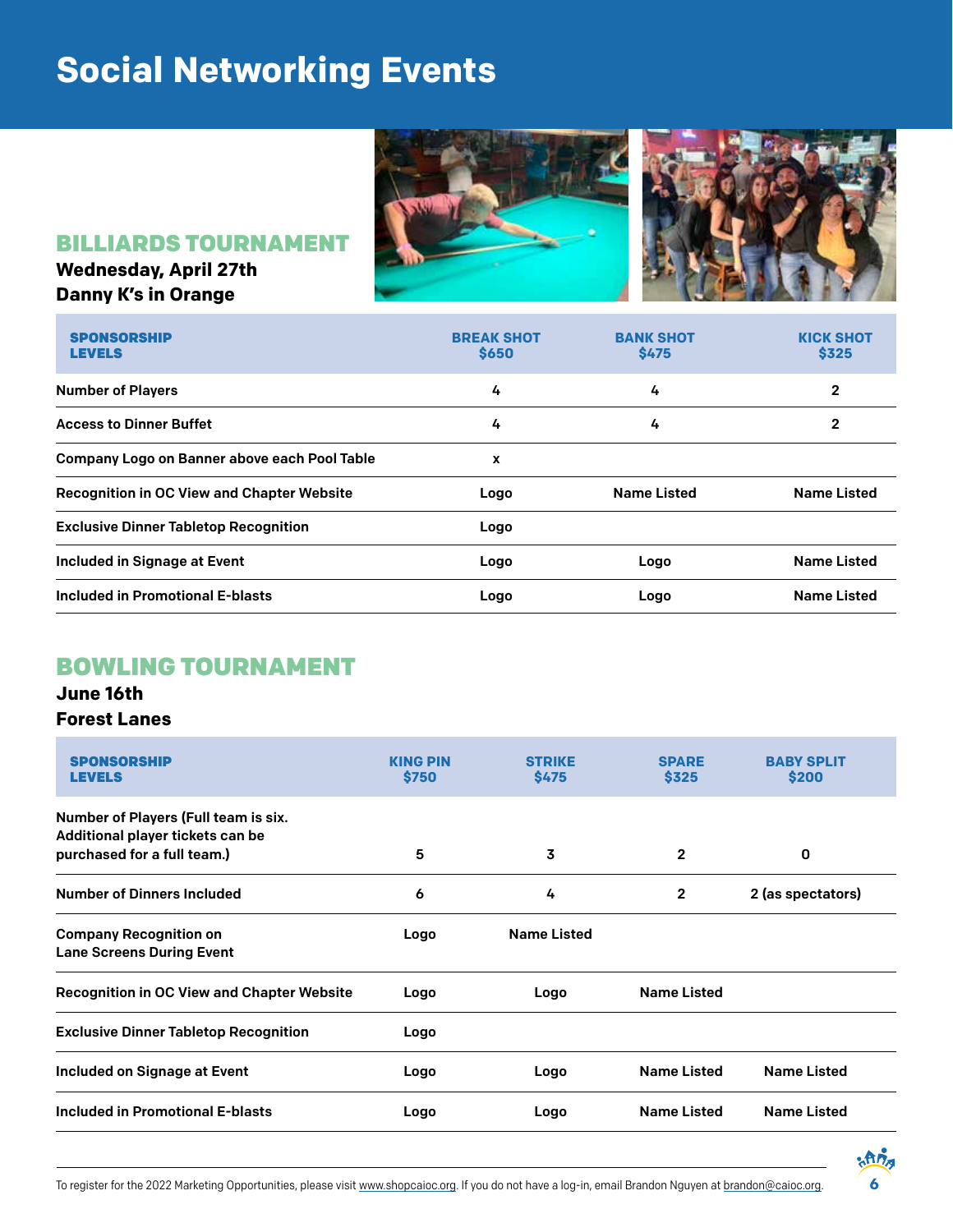# Social Networking Events

## BILLIARDS TOURNAMENT

**Wednesday, April 27th**
**Danny K's in Orange**

| SPONSORSHIP LEVELS | BREAK SHOT $650 | BANK SHOT $475 | KICK SHOT $325 |
|---|---|---|---|
| Number of Players | 4 | 4 | 2 |
| Access to Dinner Buffet | 4 | 4 | 2 |
| Company Logo on Banner above each Pool Table | x | | |
| Recognition in OC View and Chapter Website | Logo | Name Listed | Name Listed |
| Exclusive Dinner Tabletop Recognition | Logo | | |
| Included in Signage at Event | Logo | Logo | Name Listed |
| Included in Promotional E-blasts | Logo | Logo | Name Listed |

## BOWLING TOURNAMENT

**June 16th**
**Forest Lanes**

| SPONSORSHIP LEVELS | KING PIN $750 | STRIKE $475 | SPARE $325 | BABY SPLIT $200 |
|---|---|---|---|---|
| Number of Players (Full team is six. Additional player tickets can be purchased for a full team.) | 5 | 3 | 2 | 0 |
| Number of Dinners Included | 6 | 4 | 2 | 2 (as spectators) |
| Company Recognition on Lane Screens During Event | Logo | Name Listed | | |
| Recognition in OC View and Chapter Website | Logo | Logo | Name Listed | |
| Exclusive Dinner Tabletop Recognition | Logo | | | |
| Included on Signage at Event | Logo | Logo | Name Listed | Name Listed |
| Included in Promotional E-blasts | Logo | Logo | Name Listed | Name Listed |

To register for the 2022 Marketing Opportunities, please visit www.shopcaioc.org. If you do not have a log-in, email Brandon Nguyen at brandon@caioc.org.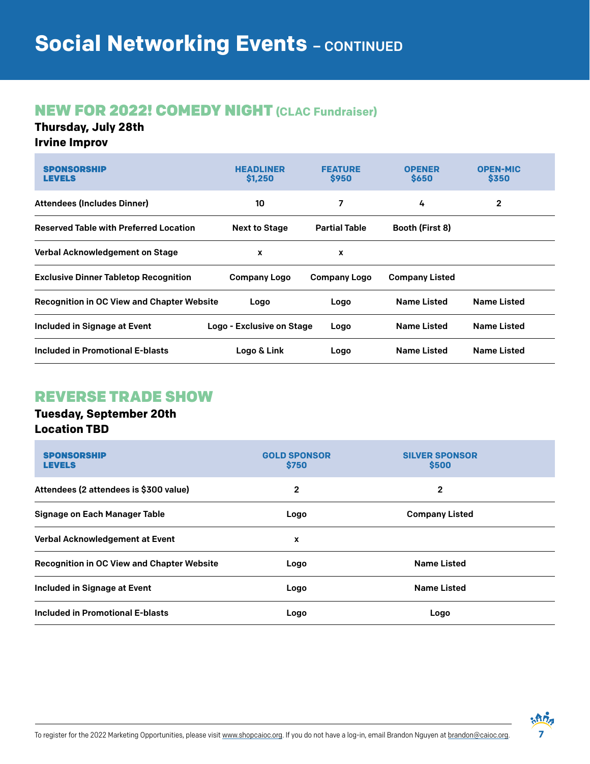# Social Networking Events – CONTINUED

## NEW FOR 2022! COMEDY NIGHT (CLAC Fundraiser)

**Thursday, July 28th**
**Irvine Improv**

| SPONSORSHIP LEVELS | HEADLINER $1,250 | FEATURE $950 | OPENER $650 | OPEN-MIC $350 |
|---|---|---|---|---|
| Attendees (Includes Dinner) | 10 | 7 | 4 | 2 |
| Reserved Table with Preferred Location | Next to Stage | Partial Table | Booth (First 8) | |
| Verbal Acknowledgement on Stage | x | x | | |
| Exclusive Dinner Tabletop Recognition | Company Logo | Company Logo | Company Listed | |
| Recognition in OC View and Chapter Website | Logo | Logo | Name Listed | Name Listed |
| Included in Signage at Event | Logo - Exclusive on Stage | Logo | Name Listed | Name Listed |
| Included in Promotional E-blasts | Logo & Link | Logo | Name Listed | Name Listed |

## REVERSE TRADE SHOW

**Tuesday, September 20th**
**Location TBD**

| SPONSORSHIP LEVELS | GOLD SPONSOR $750 | SILVER SPONSOR $500 |
|---|---|---|
| Attendees (2 attendees is $300 value) | 2 | 2 |
| Signage on Each Manager Table | Logo | Company Listed |
| Verbal Acknowledgement at Event | x | |
| Recognition in OC View and Chapter Website | Logo | Name Listed |
| Included in Signage at Event | Logo | Name Listed |
| Included in Promotional E-blasts | Logo | Logo |

To register for the 2022 Marketing Opportunities, please visit www.shopcaioc.org. If you do not have a log-in, email Brandon Nguyen at brandon@caioc.org.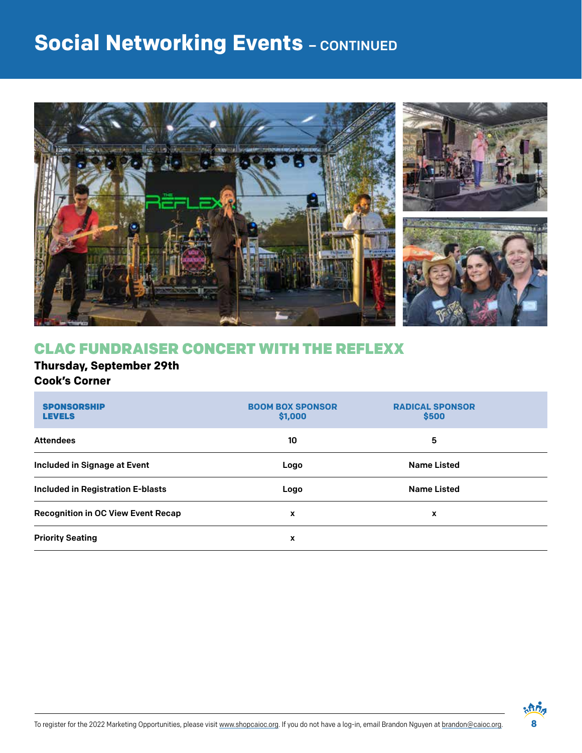# Social Networking Events – CONTINUED

## CLAC FUNDRAISER CONCERT WITH THE REFLEXX

**Thursday, September 29th**
**Cook's Corner**

| SPONSORSHIP LEVELS | BOOM BOX SPONSOR $1,000 | RADICAL SPONSOR $500 |
|---|---|---|
| Attendees | 10 | 5 |
| Included in Signage at Event | Logo | Name Listed |
| Included in Registration E-blasts | Logo | Name Listed |
| Recognition in OC View Event Recap | x | x |
| Priority Seating | x | |

To register for the 2022 Marketing Opportunities, please visit www.shopcaioc.org. If you do not have a log-in, email Brandon Nguyen at brandon@caioc.org.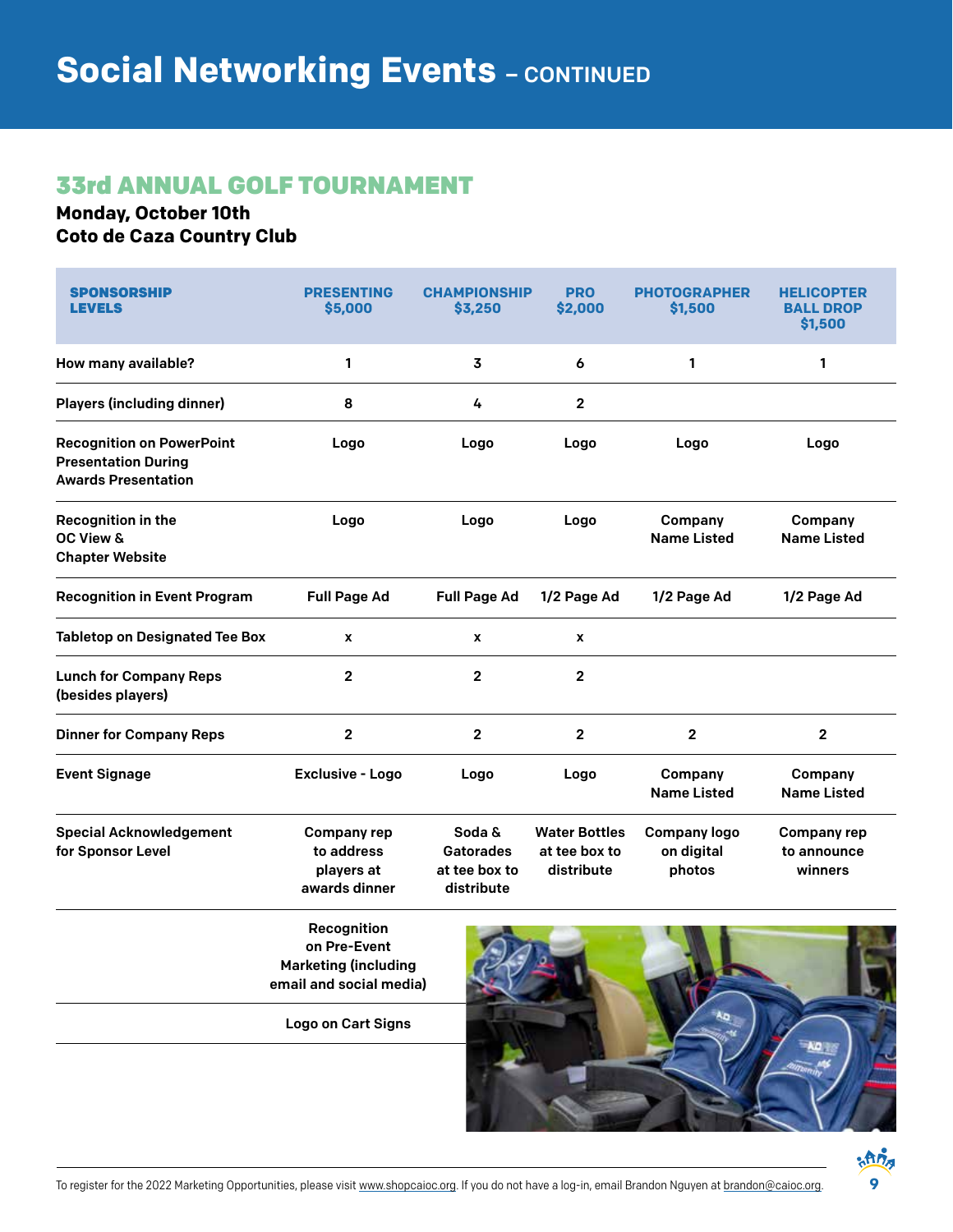# Social Networking Events – CONTINUED

## 33rd ANNUAL GOLF TOURNAMENT

**Monday, October 10th**
**Coto de Caza Country Club**

| SPONSORSHIP LEVELS | PRESENTING $5,000 | CHAMPIONSHIP $3,250 | PRO $2,000 | PHOTOGRAPHER $1,500 | HELICOPTER BALL DROP $1,500 |
|---|---|---|---|---|---|
| How many available? | 1 | 3 | 6 | 1 | 1 |
| Players (including dinner) | 8 | 4 | 2 | | |
| Recognition on PowerPoint Presentation During Awards Presentation | Logo | Logo | Logo | Logo | Logo |
| Recognition in the OC View & Chapter Website | Logo | Logo | Logo | Company Name Listed | Company Name Listed |
| Recognition in Event Program | Full Page Ad | Full Page Ad | 1/2 Page Ad | 1/2 Page Ad | 1/2 Page Ad |
| Tabletop on Designated Tee Box | x | x | x | | |
| Lunch for Company Reps (besides players) | 2 | 2 | 2 | | |
| Dinner for Company Reps | 2 | 2 | 2 | 2 | 2 |
| Event Signage | Exclusive - Logo | Logo | Logo | Company Name Listed | Company Name Listed |
| Special Acknowledgement for Sponsor Level | Company rep to address players at awards dinner | Soda & Gatorades at tee box to distribute | Water Bottles at tee box to distribute | Company logo on digital photos | Company rep to announce winners |
| | Recognition on Pre-Event Marketing (including email and social media) | | | | |
| | Logo on Cart Signs | | | | |

To register for the 2022 Marketing Opportunities, please visit www.shopcaioc.org. If you do not have a log-in, email Brandon Nguyen at brandon@caioc.org.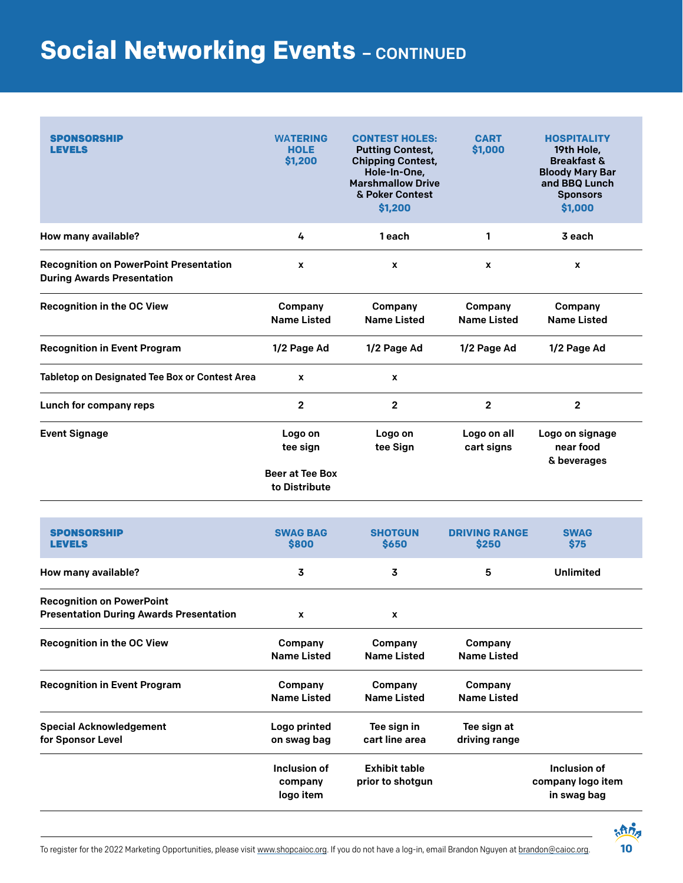# Social Networking Events – CONTINUED

| SPONSORSHIP LEVELS | WATERING HOLE $1,200 | CONTEST HOLES: Putting Contest, Chipping Contest, Hole-In-One, Marshmallow Drive & Poker Contest $1,200 | CART $1,000 | HOSPITALITY 19th Hole, Breakfast & Bloody Mary Bar and BBQ Lunch Sponsors $1,000 |
|---|---|---|---|---|
| How many available? | 4 | 1 each | 1 | 3 each |
| Recognition on PowerPoint Presentation During Awards Presentation | x | x | x | x |
| Recognition in the OC View | Company Name Listed | Company Name Listed | Company Name Listed | Company Name Listed |
| Recognition in Event Program | 1/2 Page Ad | 1/2 Page Ad | 1/2 Page Ad | 1/2 Page Ad |
| Tabletop on Designated Tee Box or Contest Area | x | x | | |
| Lunch for company reps | 2 | 2 | 2 | 2 |
| Event Signage | Logo on tee sign<br><br>Beer at Tee Box to Distribute | Logo on tee Sign | Logo on all cart signs | Logo on signage near food & beverages |

| SPONSORSHIP LEVELS | SWAG BAG $800 | SHOTGUN $650 | DRIVING RANGE $250 | SWAG $75 |
|---|---|---|---|---|
| How many available? | 3 | 3 | 5 | Unlimited |
| Recognition on PowerPoint Presentation During Awards Presentation | x | x | | |
| Recognition in the OC View | Company Name Listed | Company Name Listed | Company Name Listed | |
| Recognition in Event Program | Company Name Listed | Company Name Listed | Company Name Listed | |
| Special Acknowledgement for Sponsor Level | Logo printed on swag bag | Tee sign in cart line area | Tee sign at driving range | |
| | Inclusion of company logo item | Exhibit table prior to shotgun | | Inclusion of company logo item in swag bag |

To register for the 2022 Marketing Opportunities, please visit www.shopcaioc.org. If you do not have a log-in, email Brandon Nguyen at brandon@caioc.org.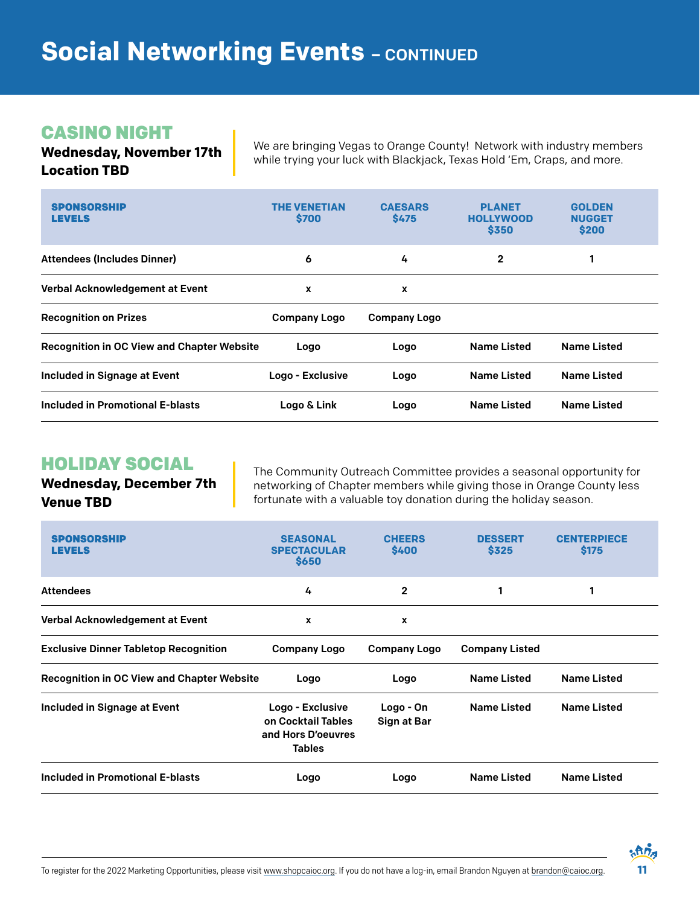# Social Networking Events – CONTINUED

## CASINO NIGHT

**Wednesday, November 17th**
**Location TBD**

We are bringing Vegas to Orange County! Network with industry members while trying your luck with Blackjack, Texas Hold 'Em, Craps, and more.

| SPONSORSHIP LEVELS | THE VENETIAN $700 | CAESARS $475 | PLANET HOLLYWOOD $350 | GOLDEN NUGGET $200 |
|---|---|---|---|---|
| Attendees (Includes Dinner) | 6 | 4 | 2 | 1 |
| Verbal Acknowledgement at Event | x | x | | |
| Recognition on Prizes | Company Logo | Company Logo | | |
| Recognition in OC View and Chapter Website | Logo | Logo | Name Listed | Name Listed |
| Included in Signage at Event | Logo - Exclusive | Logo | Name Listed | Name Listed |
| Included in Promotional E-blasts | Logo & Link | Logo | Name Listed | Name Listed |

## HOLIDAY SOCIAL

**Wednesday, December 7th**
**Venue TBD**

The Community Outreach Committee provides a seasonal opportunity for networking of Chapter members while giving those in Orange County less fortunate with a valuable toy donation during the holiday season.

| SPONSORSHIP LEVELS | SEASONAL SPECTACULAR $650 | CHEERS $400 | DESSERT $325 | CENTERPIECE $175 |
|---|---|---|---|---|
| Attendees | 4 | 2 | 1 | 1 |
| Verbal Acknowledgement at Event | x | x | | |
| Exclusive Dinner Tabletop Recognition | Company Logo | Company Logo | Company Listed | |
| Recognition in OC View and Chapter Website | Logo | Logo | Name Listed | Name Listed |
| Included in Signage at Event | Logo - Exclusive on Cocktail Tables and Hors D'oeuvres Tables | Logo - On Sign at Bar | Name Listed | Name Listed |
| Included in Promotional E-blasts | Logo | Logo | Name Listed | Name Listed |

To register for the 2022 Marketing Opportunities, please visit www.shopcaioc.org. If you do not have a log-in, email Brandon Nguyen at brandon@caioc.org.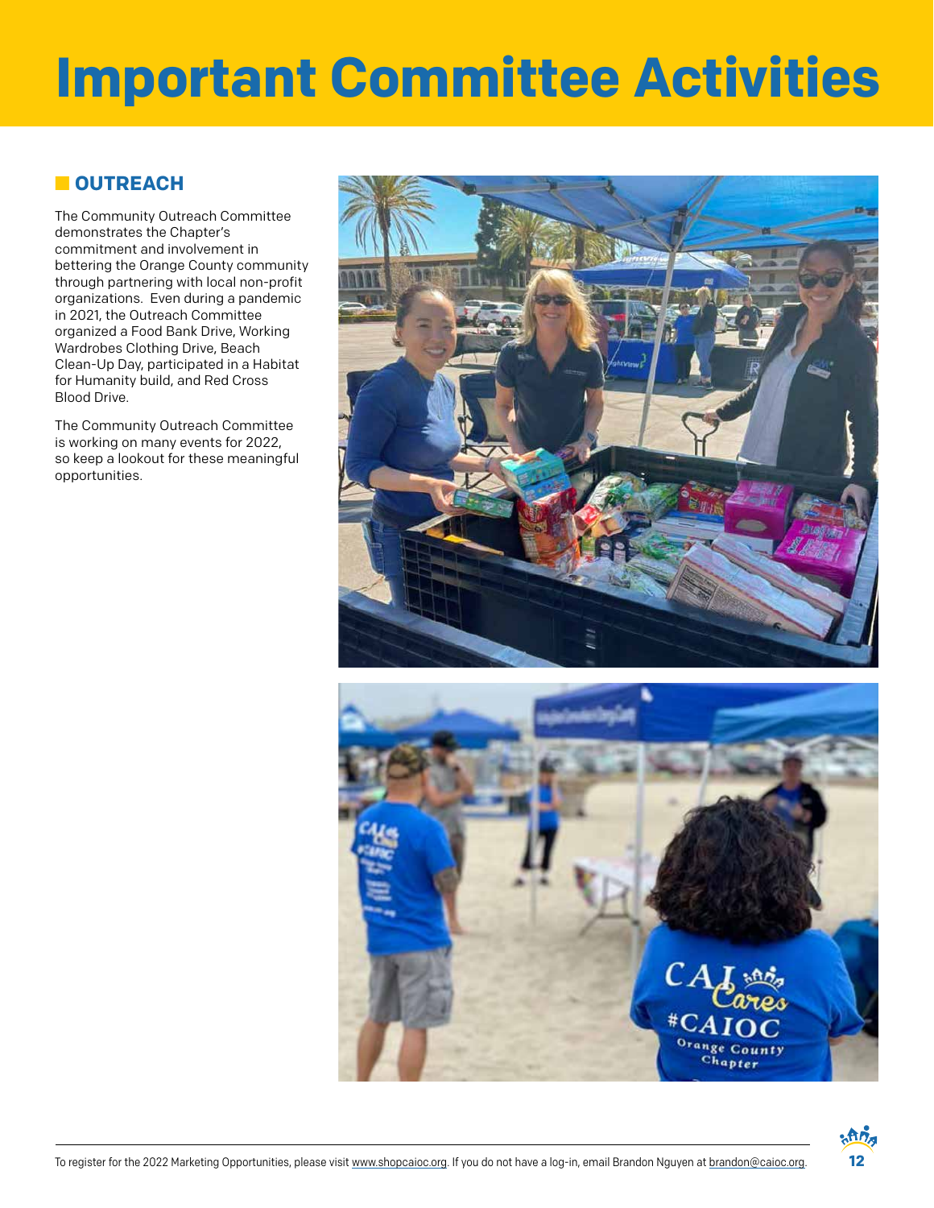# Important Committee Activities

## OUTREACH

The Community Outreach Committee demonstrates the Chapter's commitment and involvement in bettering the Orange County community through partnering with local non-profit organizations. Even during a pandemic in 2021, the Outreach Committee organized a Food Bank Drive, Working Wardrobes Clothing Drive, Beach Clean-Up Day, participated in a Habitat for Humanity build, and Red Cross Blood Drive.

The Community Outreach Committee is working on many events for 2022, so keep a lookout for these meaningful opportunities.

To register for the 2022 Marketing Opportunities, please visit www.shopcaioc.org. If you do not have a log-in, email Brandon Nguyen at brandon@caioc.org.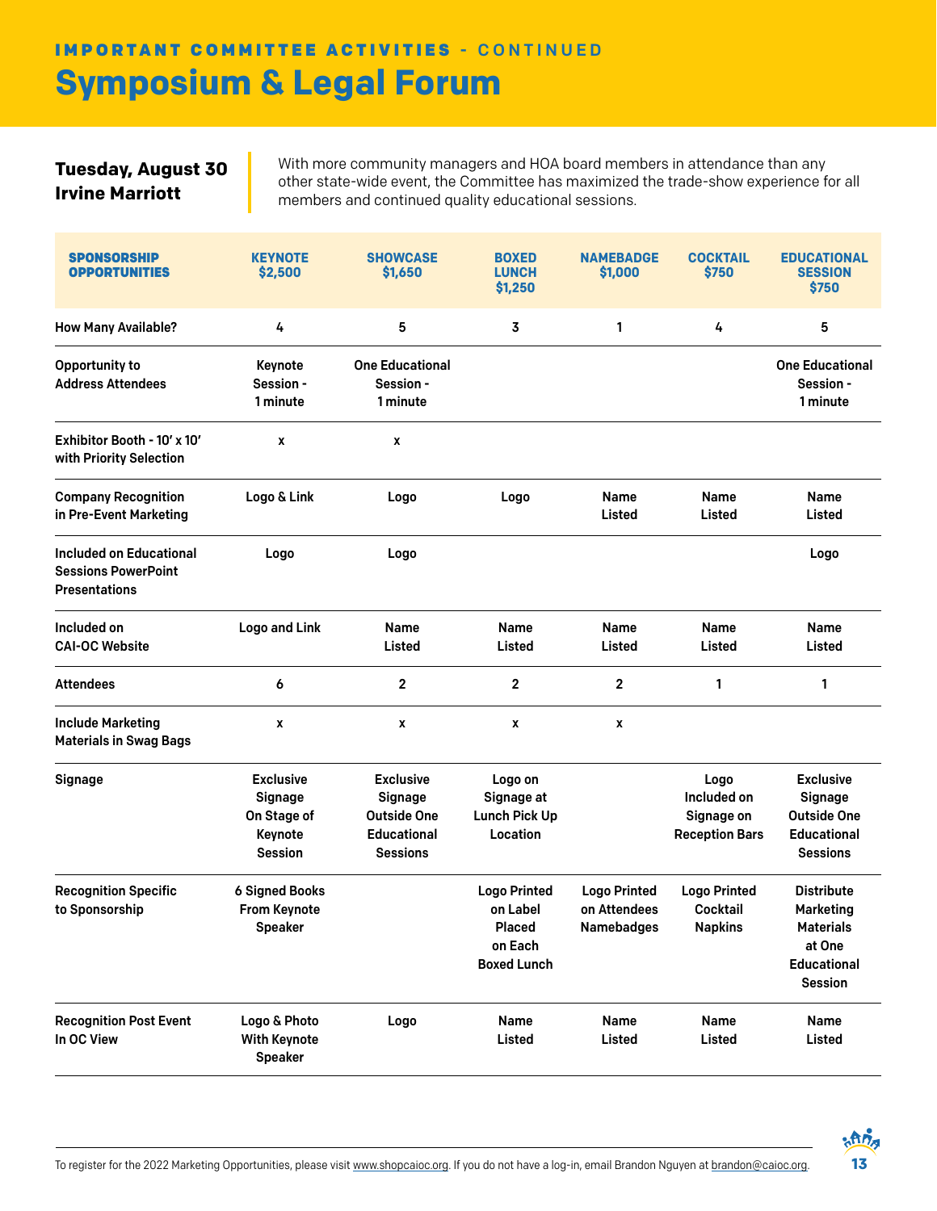## IMPORTANT COMMITTEE ACTIVITIES - CONTINUED

# Symposium & Legal Forum

**Tuesday, August 30**
**Irvine Marriott**

With more community managers and HOA board members in attendance than any other state-wide event, the Committee has maximized the trade-show experience for all members and continued quality educational sessions.

| SPONSORSHIP OPPORTUNITIES | KEYNOTE $2,500 | SHOWCASE $1,650 | BOXED LUNCH $1,250 | NAMEBADGE $1,000 | COCKTAIL $750 | EDUCATIONAL SESSION $750 |
|---|---|---|---|---|---|---|
| How Many Available? | 4 | 5 | 3 | 1 | 4 | 5 |
| Opportunity to Address Attendees | Keynote Session - 1 minute | One Educational Session - 1 minute | | | | One Educational Session - 1 minute |
| Exhibitor Booth - 10′ x 10′ with Priority Selection | x | x | | | | |
| Company Recognition in Pre-Event Marketing | Logo & Link | Logo | Logo | Name Listed | Name Listed | Name Listed |
| Included on Educational Sessions PowerPoint Presentations | Logo | Logo | | | | Logo |
| Included on CAI-OC Website | Logo and Link | Name Listed | Name Listed | Name Listed | Name Listed | Name Listed |
| Attendees | 6 | 2 | 2 | 2 | 1 | 1 |
| Include Marketing Materials in Swag Bags | x | x | x | x | | |
| Signage | Exclusive Signage On Stage of Keynote Session | Exclusive Signage Outside One Educational Sessions | Logo on Signage at Lunch Pick Up Location | | Logo Included on Signage on Reception Bars | Exclusive Signage Outside One Educational Sessions |
| Recognition Specific to Sponsorship | 6 Signed Books From Keynote Speaker | | Logo Printed on Label Placed on Each Boxed Lunch | Logo Printed on Attendees Namebadges | Logo Printed Cocktail Napkins | Distribute Marketing Materials at One Educational Session |
| Recognition Post Event In OC View | Logo & Photo With Keynote Speaker | Logo | Name Listed | Name Listed | Name Listed | Name Listed |

To register for the 2022 Marketing Opportunities, please visit www.shopcaioc.org. If you do not have a log-in, email Brandon Nguyen at brandon@caioc.org.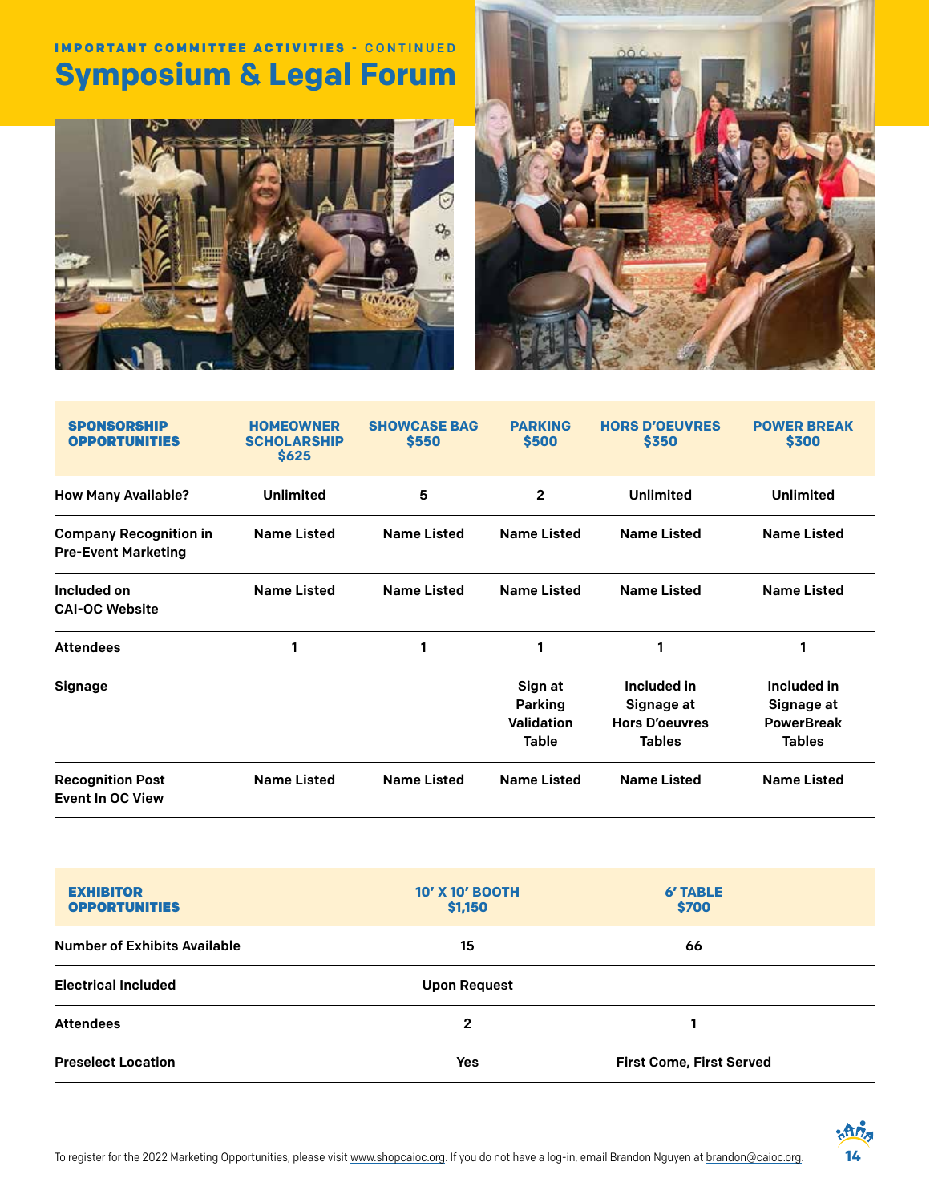IMPORTANT COMMITTEE ACTIVITIES - CONTINUED

# Symposium & Legal Forum

| SPONSORSHIP OPPORTUNITIES | HOMEOWNER SCHOLARSHIP $625 | SHOWCASE BAG $550 | PARKING $500 | HORS D'OEUVRES $350 | POWER BREAK $300 |
|---|---|---|---|---|---|
| How Many Available? | Unlimited | 5 | 2 | Unlimited | Unlimited |
| Company Recognition in Pre-Event Marketing | Name Listed | Name Listed | Name Listed | Name Listed | Name Listed |
| Included on CAI-OC Website | Name Listed | Name Listed | Name Listed | Name Listed | Name Listed |
| Attendees | 1 | 1 | 1 | 1 | 1 |
| Signage | | | Sign at Parking Validation Table | Included in Signage at Hors D'oeuvres Tables | Included in Signage at PowerBreak Tables |
| Recognition Post Event In OC View | Name Listed | Name Listed | Name Listed | Name Listed | Name Listed |

| EXHIBITOR OPPORTUNITIES | 10' X 10' BOOTH $1,150 | 6' TABLE $700 |
|---|---|---|
| Number of Exhibits Available | 15 | 66 |
| Electrical Included | Upon Request | |
| Attendees | 2 | 1 |
| Preselect Location | Yes | First Come, First Served |

To register for the 2022 Marketing Opportunities, please visit www.shopcaioc.org. If you do not have a log-in, email Brandon Nguyen at brandon@caioc.org.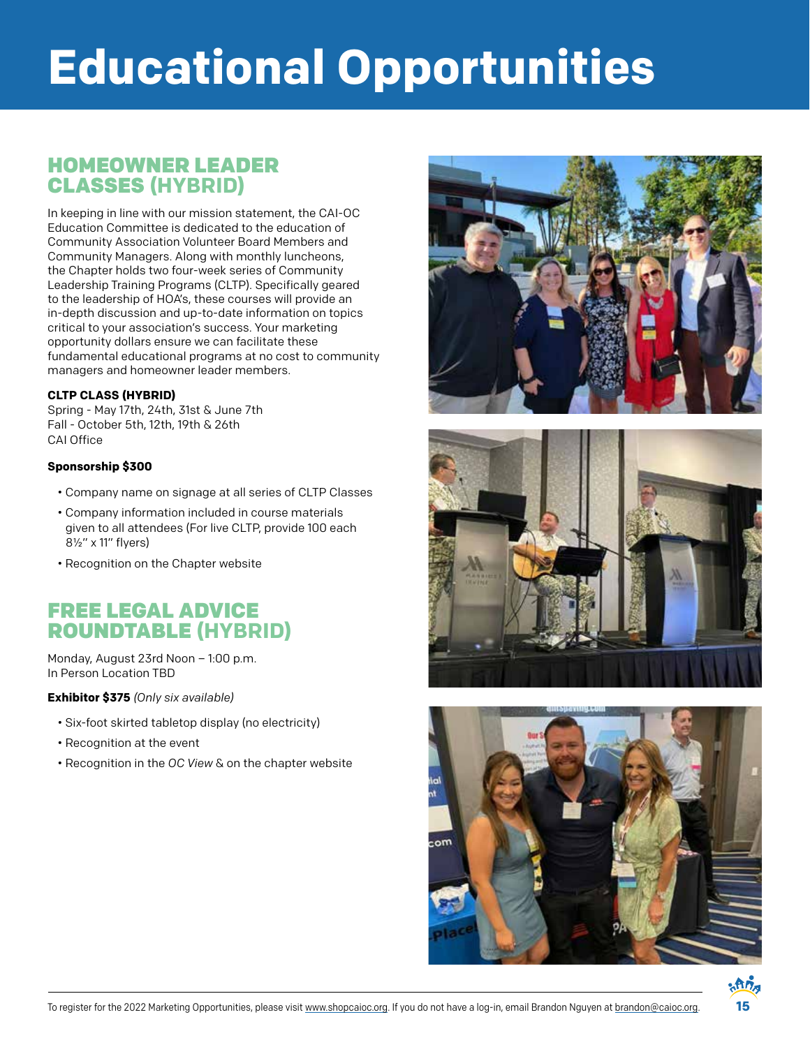# Educational Opportunities

## HOMEOWNER LEADER CLASSES (HYBRID)

In keeping in line with our mission statement, the CAI-OC Education Committee is dedicated to the education of Community Association Volunteer Board Members and Community Managers. Along with monthly luncheons, the Chapter holds two four-week series of Community Leadership Training Programs (CLTP). Specifically geared to the leadership of HOA's, these courses will provide an in-depth discussion and up-to-date information on topics critical to your association's success. Your marketing opportunity dollars ensure we can facilitate these fundamental educational programs at no cost to community managers and homeowner leader members.

**CLTP CLASS (HYBRID)**
Spring - May 17th, 24th, 31st & June 7th
Fall - October 5th, 12th, 19th & 26th
CAI Office

**Sponsorship $300**

- Company name on signage at all series of CLTP Classes
- Company information included in course materials given to all attendees (For live CLTP, provide 100 each 8½" x 11" flyers)
- Recognition on the Chapter website

## FREE LEGAL ADVICE ROUNDTABLE (HYBRID)

Monday, August 23rd Noon – 1:00 p.m.
In Person Location TBD

**Exhibitor $375** *(Only six available)*

- Six-foot skirted tabletop display (no electricity)
- Recognition at the event
- Recognition in the *OC View* & on the chapter website

To register for the 2022 Marketing Opportunities, please visit www.shopcaioc.org. If you do not have a log-in, email Brandon Nguyen at brandon@caioc.org.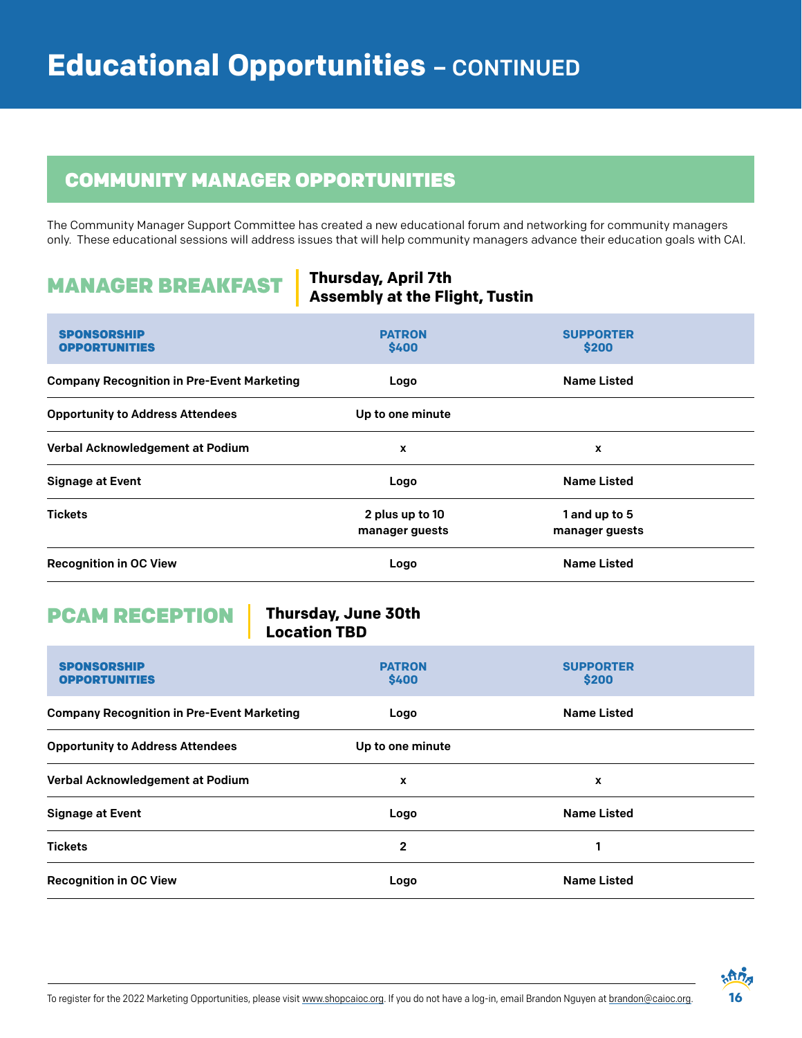# Educational Opportunities – CONTINUED

## COMMUNITY MANAGER OPPORTUNITIES

The Community Manager Support Committee has created a new educational forum and networking for community managers only. These educational sessions will address issues that will help community managers advance their education goals with CAI.

### MANAGER BREAKFAST

**Thursday, April 7th**
**Assembly at the Flight, Tustin**

| SPONSORSHIP OPPORTUNITIES | PATRON $400 | SUPPORTER $200 |
|---|---|---|
| Company Recognition in Pre-Event Marketing | Logo | Name Listed |
| Opportunity to Address Attendees | Up to one minute | |
| Verbal Acknowledgement at Podium | x | x |
| Signage at Event | Logo | Name Listed |
| Tickets | 2 plus up to 10 manager guests | 1 and up to 5 manager guests |
| Recognition in OC View | Logo | Name Listed |

### PCAM RECEPTION

**Thursday, June 30th**
**Location TBD**

| SPONSORSHIP OPPORTUNITIES | PATRON $400 | SUPPORTER $200 |
|---|---|---|
| Company Recognition in Pre-Event Marketing | Logo | Name Listed |
| Opportunity to Address Attendees | Up to one minute | |
| Verbal Acknowledgement at Podium | x | x |
| Signage at Event | Logo | Name Listed |
| Tickets | 2 | 1 |
| Recognition in OC View | Logo | Name Listed |

To register for the 2022 Marketing Opportunities, please visit www.shopcaioc.org. If you do not have a log-in, email Brandon Nguyen at brandon@caioc.org.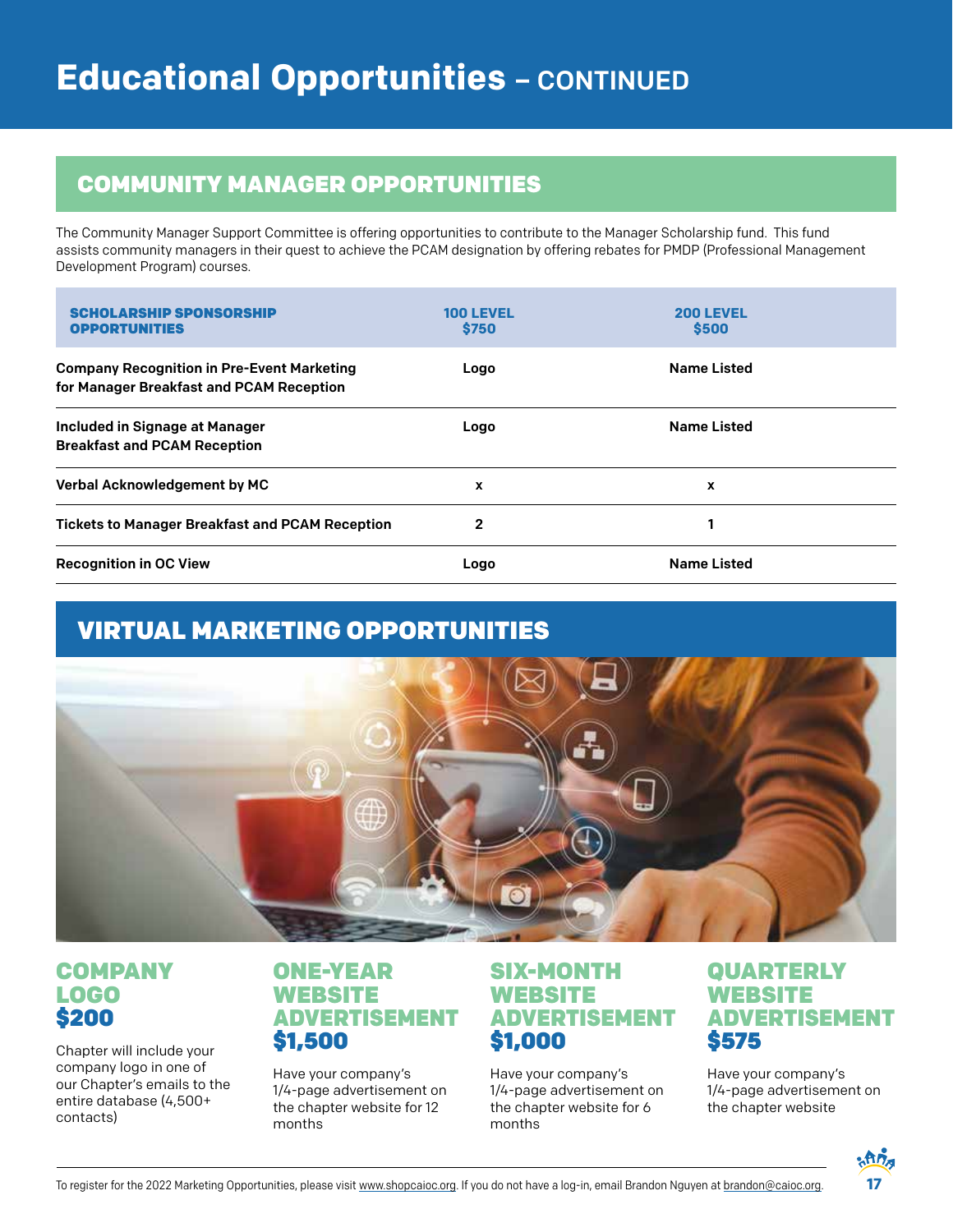# Educational Opportunities – CONTINUED

## COMMUNITY MANAGER OPPORTUNITIES

The Community Manager Support Committee is offering opportunities to contribute to the Manager Scholarship fund. This fund assists community managers in their quest to achieve the PCAM designation by offering rebates for PMDP (Professional Management Development Program) courses.

| SCHOLARSHIP SPONSORSHIP OPPORTUNITIES | 100 LEVEL $750 | 200 LEVEL $500 |
|---|---|---|
| Company Recognition in Pre-Event Marketing for Manager Breakfast and PCAM Reception | Logo | Name Listed |
| Included in Signage at Manager Breakfast and PCAM Reception | Logo | Name Listed |
| Verbal Acknowledgement by MC | x | x |
| Tickets to Manager Breakfast and PCAM Reception | 2 | 1 |
| Recognition in OC View | Logo | Name Listed |

## VIRTUAL MARKETING OPPORTUNITIES

### COMPANY LOGO $200

Chapter will include your company logo in one of our Chapter's emails to the entire database (4,500+ contacts)

### ONE-YEAR WEBSITE ADVERTISEMENT $1,500

Have your company's 1/4-page advertisement on the chapter website for 12 months

### SIX-MONTH WEBSITE ADVERTISEMENT $1,000

Have your company's 1/4-page advertisement on the chapter website for 6 months

### QUARTERLY WEBSITE ADVERTISEMENT $575

Have your company's 1/4-page advertisement on the chapter website

To register for the 2022 Marketing Opportunities, please visit www.shopcaioc.org. If you do not have a log-in, email Brandon Nguyen at brandon@caioc.org.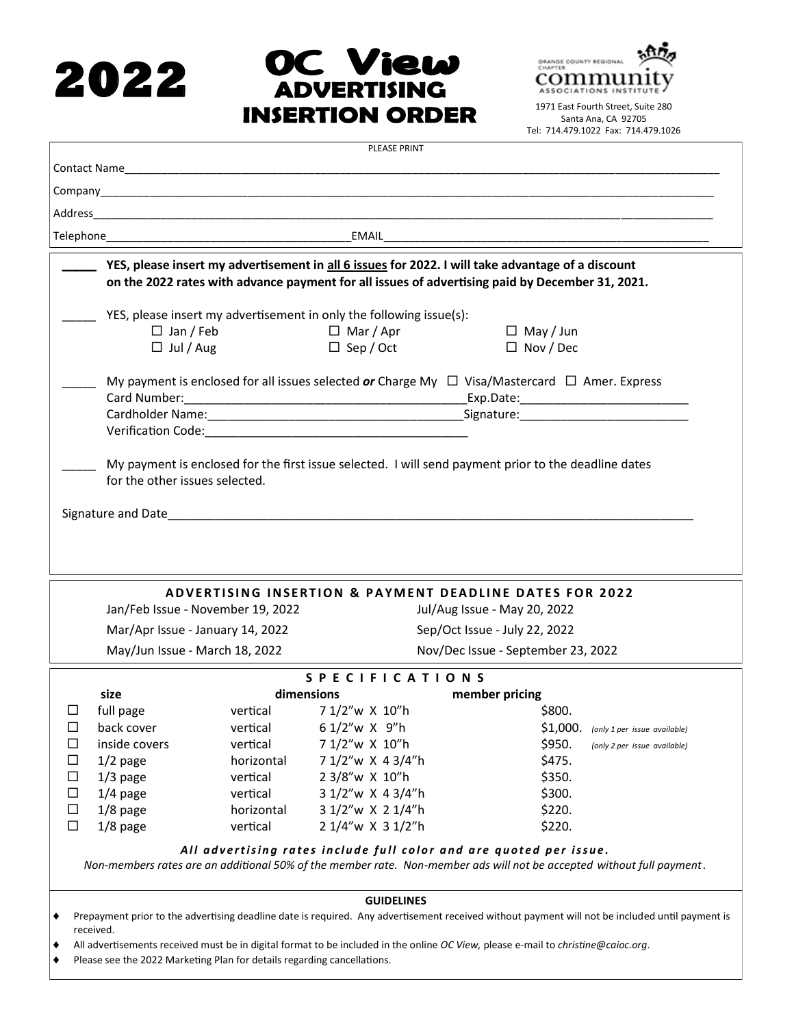# 2022 OC View ADVERTISING INSERTION ORDER

ORANGE COUNTY REGIONAL CHAPTER community ASSOCIATIONS INSTITUTE
1971 East Fourth Street, Suite 280
Santa Ana, CA 92705
Tel: 714.479.1022 Fax: 714.479.1026

PLEASE PRINT

Contact Name_______________________________________________

Company_______________________________________________

Address_______________________________________________

Telephone______________________ EMAIL______________________

_____ **YES, please insert my advertisement in <u>all 6 issues</u> for 2022. I will take advantage of a discount on the 2022 rates with advance payment for all issues of advertising paid by December 31, 2021.**

_____ YES, please insert my advertisement in only the following issue(s):

- ☐ Jan / Feb
- ☐ Mar / Apr
- ☐ May / Jun
- ☐ Jul / Aug
- ☐ Sep / Oct
- ☐ Nov / Dec

_____ My payment is enclosed for all issues selected ***or*** Charge My ☐ Visa/Mastercard ☐ Amer. Express

Card Number:______________________ Exp.Date:______________________

Cardholder Name:______________________ Signature:______________________

Verification Code:______________________

_____ My payment is enclosed for the first issue selected. I will send payment prior to the deadline dates for the other issues selected.

Signature and Date_______________________________________________

## ADVERTISING INSERTION & PAYMENT DEADLINE DATES FOR 2022

- Jan/Feb Issue - November 19, 2022
- Mar/Apr Issue - January 14, 2022
- May/Jun Issue - March 18, 2022
- Jul/Aug Issue - May 20, 2022
- Sep/Oct Issue - July 22, 2022
- Nov/Dec Issue - September 23, 2022

## SPECIFICATIONS

| | size | dimensions | | member pricing |
|---|---|---|---|---|
| ☐ | full page | vertical | 7 1/2"w X 10"h | $800. |
| ☐ | back cover | vertical | 6 1/2"w X 9"h | $1,000. *(only 1 per issue available)* |
| ☐ | inside covers | vertical | 7 1/2"w X 10"h | $950. *(only 2 per issue available)* |
| ☐ | 1/2 page | horizontal | 7 1/2"w X 4 3/4"h | $475. |
| ☐ | 1/3 page | vertical | 2 3/8"w X 10"h | $350. |
| ☐ | 1/4 page | vertical | 3 1/2"w X 4 3/4"h | $300. |
| ☐ | 1/8 page | horizontal | 3 1/2"w X 2 1/4"h | $220. |
| ☐ | 1/8 page | vertical | 2 1/4"w X 3 1/2"h | $220. |

***All advertising rates include full color and are quoted per issue.***

*Non-members rates are an additional 50% of the member rate. Non-member ads will not be accepted without full payment.*

## GUIDELINES

- Prepayment prior to the advertising deadline date is required. Any advertisement received without payment will not be included until payment is received.
- All advertisements received must be in digital format to be included in the online *OC View,* please e-mail to *christine@caioc.org*.
- Please see the 2022 Marketing Plan for details regarding cancellations.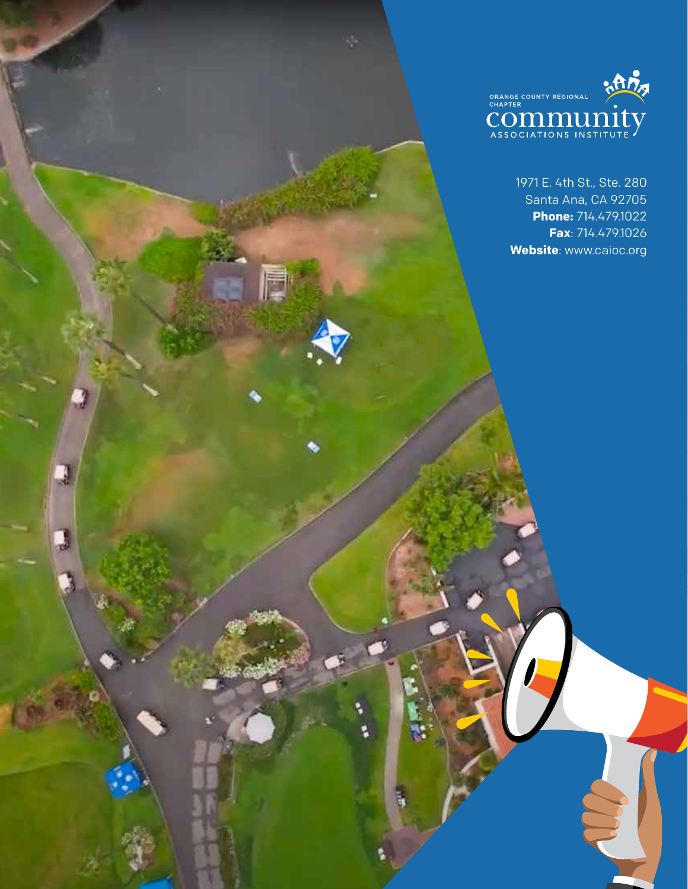ORANGE COUNTY REGIONAL CHAPTER

community

ASSOCIATIONS INSTITUTE

1971 E. 4th St., Ste. 280
Santa Ana, CA 92705
**Phone:** 714.479.1022
**Fax**: 714.479.1026
**Website**: www.caioc.org